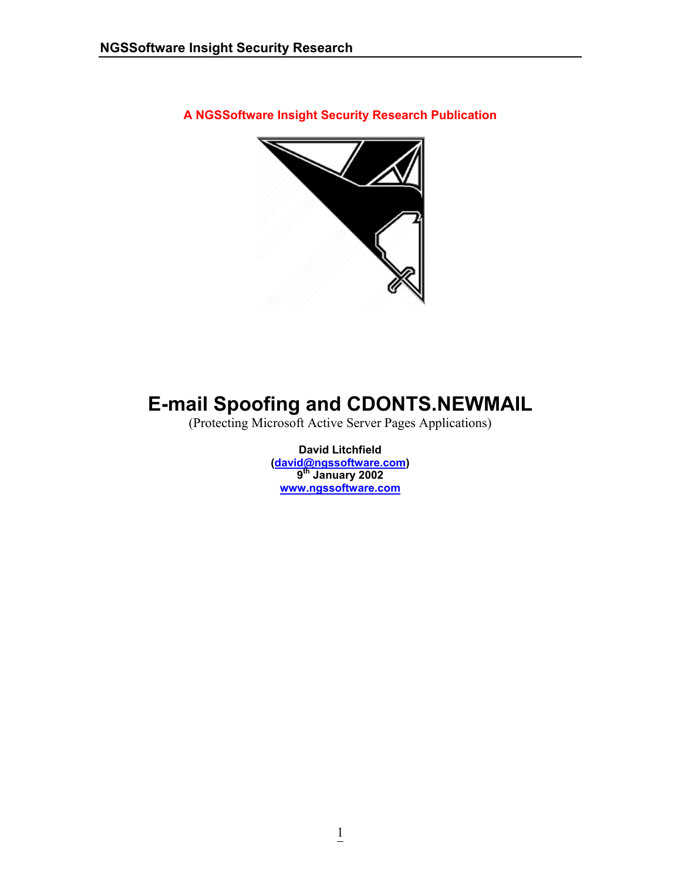**A NGSSoftware Insight Security Research Publication**

# E-mail Spoofing and CDONTS.NEWMAIL

(Protecting Microsoft Active Server Pages Applications)

**David Litchfield**
**(david@ngssoftware.com)**
**9th January 2002**
**www.ngssoftware.com**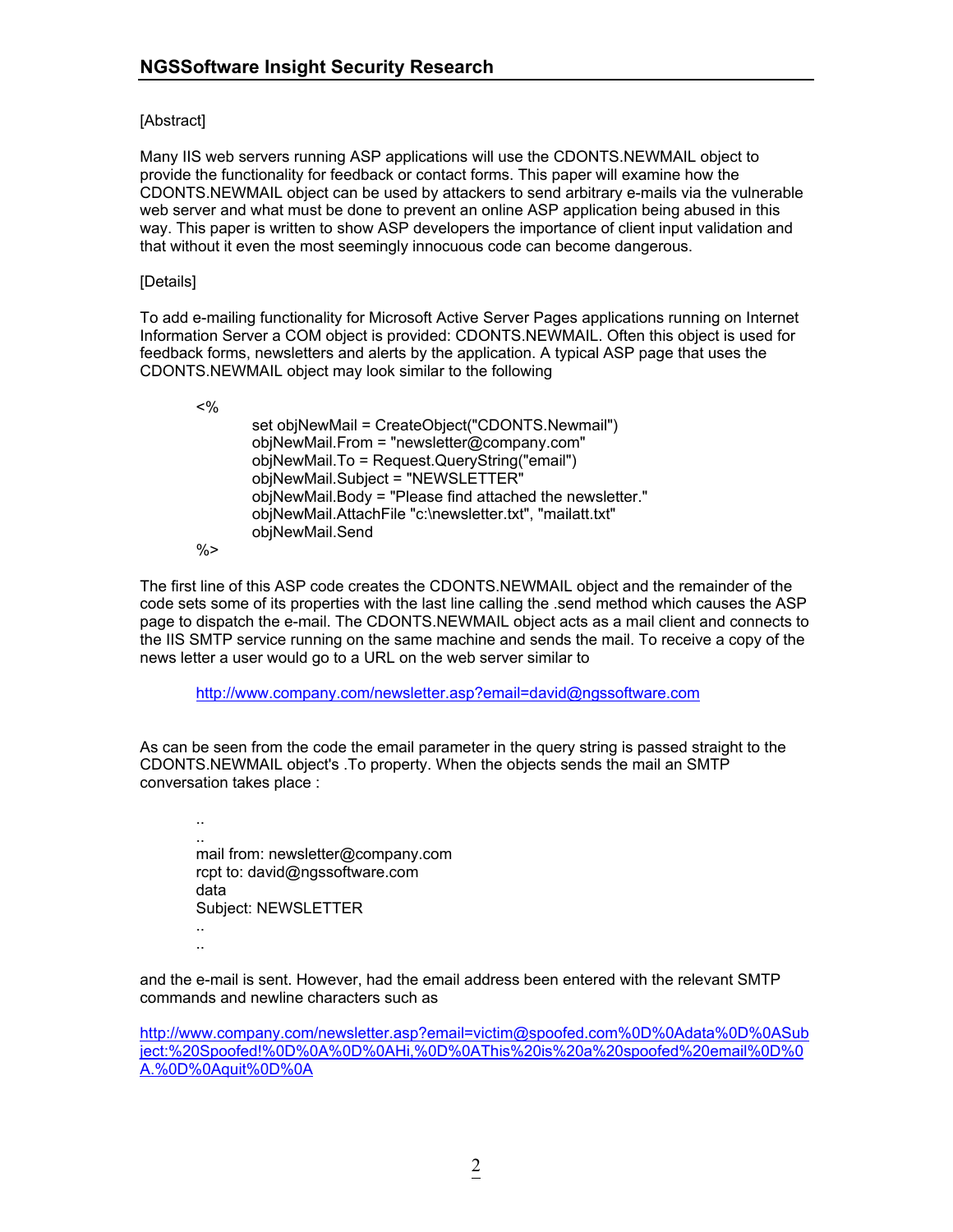[Abstract]

Many IIS web servers running ASP applications will use the CDONTS.NEWMAIL object to provide the functionality for feedback or contact forms. This paper will examine how the CDONTS.NEWMAIL object can be used by attackers to send arbitrary e-mails via the vulnerable web server and what must be done to prevent an online ASP application being abused in this way. This paper is written to show ASP developers the importance of client input validation and that without it even the most seemingly innocuous code can become dangerous.

[Details]

To add e-mailing functionality for Microsoft Active Server Pages applications running on Internet Information Server a COM object is provided: CDONTS.NEWMAIL. Often this object is used for feedback forms, newsletters and alerts by the application. A typical ASP page that uses the CDONTS.NEWMAIL object may look similar to the following

```
<%
        set objNewMail = CreateObject("CDONTS.Newmail")
        objNewMail.From = "newsletter@company.com"
        objNewMail.To = Request.QueryString("email")
        objNewMail.Subject = "NEWSLETTER"
        objNewMail.Body = "Please find attached the newsletter."
        objNewMail.AttachFile "c:\newsletter.txt", "mailatt.txt"
        objNewMail.Send
%>
```

The first line of this ASP code creates the CDONTS.NEWMAIL object and the remainder of the code sets some of its properties with the last line calling the .send method which causes the ASP page to dispatch the e-mail. The CDONTS.NEWMAIL object acts as a mail client and connects to the IIS SMTP service running on the same machine and sends the mail. To receive a copy of the news letter a user would go to a URL on the web server similar to

http://www.company.com/newsletter.asp?email=david@ngssoftware.com

As can be seen from the code the email parameter in the query string is passed straight to the CDONTS.NEWMAIL object's .To property. When the objects sends the mail an SMTP conversation takes place :

```
..
..
mail from: newsletter@company.com
rcpt to: david@ngssoftware.com
data
Subject: NEWSLETTER
..
..
```

and the e-mail is sent. However, had the email address been entered with the relevant SMTP commands and newline characters such as

http://www.company.com/newsletter.asp?email=victim@spoofed.com%0D%0Adata%0D%0ASubject:%20Spoofed!%0D%0A%0D%0AHi,%0D%0AThis%20is%20a%20spoofed%20email%0D%0A.%0D%0Aquit%0D%0A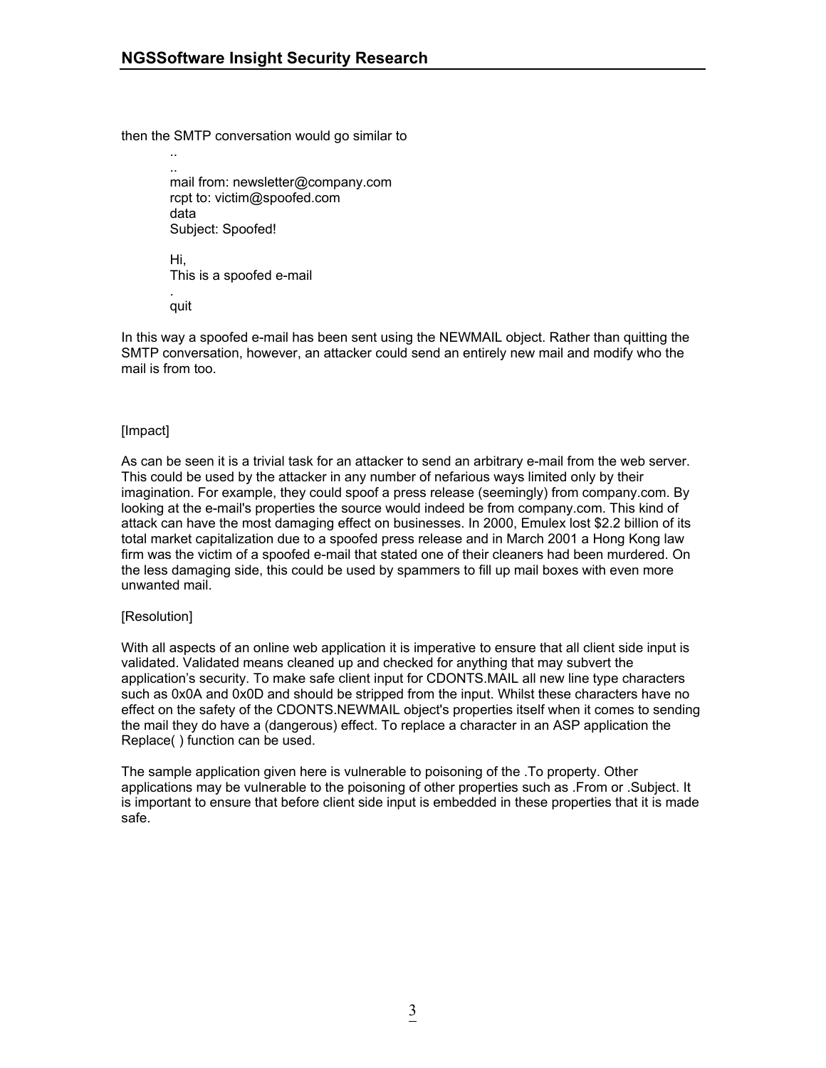then the SMTP conversation would go similar to

```
..
..
mail from: newsletter@company.com
rcpt to: victim@spoofed.com
data
Subject: Spoofed!

Hi,
This is a spoofed e-mail
.
quit
```

In this way a spoofed e-mail has been sent using the NEWMAIL object. Rather than quitting the SMTP conversation, however, an attacker could send an entirely new mail and modify who the mail is from too.

[Impact]

As can be seen it is a trivial task for an attacker to send an arbitrary e-mail from the web server. This could be used by the attacker in any number of nefarious ways limited only by their imagination. For example, they could spoof a press release (seemingly) from company.com. By looking at the e-mail's properties the source would indeed be from company.com. This kind of attack can have the most damaging effect on businesses. In 2000, Emulex lost $2.2 billion of its total market capitalization due to a spoofed press release and in March 2001 a Hong Kong law firm was the victim of a spoofed e-mail that stated one of their cleaners had been murdered. On the less damaging side, this could be used by spammers to fill up mail boxes with even more unwanted mail.

[Resolution]

With all aspects of an online web application it is imperative to ensure that all client side input is validated. Validated means cleaned up and checked for anything that may subvert the application's security. To make safe client input for CDONTS.MAIL all new line type characters such as 0x0A and 0x0D and should be stripped from the input. Whilst these characters have no effect on the safety of the CDONTS.NEWMAIL object's properties itself when it comes to sending the mail they do have a (dangerous) effect. To replace a character in an ASP application the Replace( ) function can be used.

The sample application given here is vulnerable to poisoning of the .To property. Other applications may be vulnerable to the poisoning of other properties such as .From or .Subject. It is important to ensure that before client side input is embedded in these properties that it is made safe.